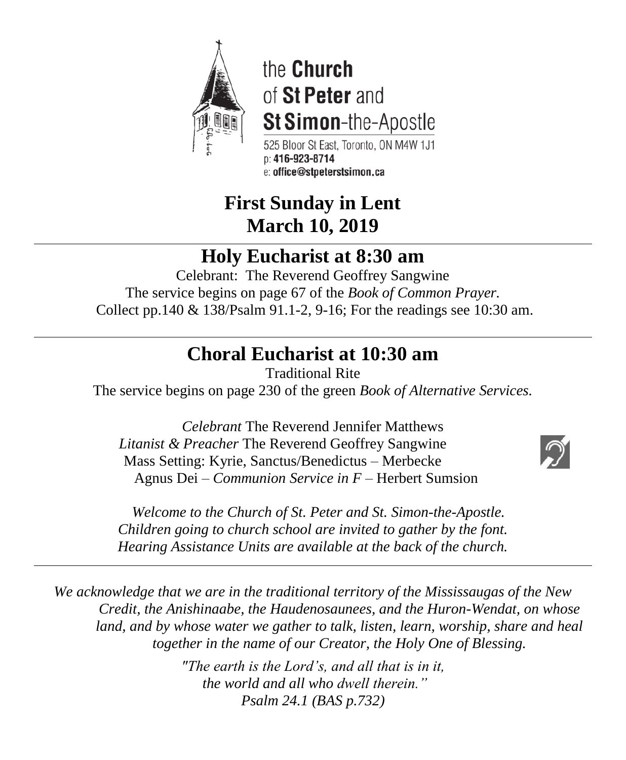the **Church** of **St Peter** and **St Simon**-the-Apostle

525 Bloor St East, Toronto, ON M4W 1J1
p: **416-923-8714**
e: **office@stpeterstsimon.ca**

# First Sunday in Lent
# March 10, 2019

---

## Holy Eucharist at 8:30 am

Celebrant: The Reverend Geoffrey Sangwine
The service begins on page 67 of the *Book of Common Prayer.*
Collect pp.140 & 138/Psalm 91.1-2, 9-16; For the readings see 10:30 am.

---

## Choral Eucharist at 10:30 am

Traditional Rite
The service begins on page 230 of the green *Book of Alternative Services.*

*Celebrant* The Reverend Jennifer Matthews
*Litanist & Preacher* The Reverend Geoffrey Sangwine
Mass Setting: Kyrie, Sanctus/Benedictus – Merbecke
Agnus Dei – *Communion Service in F* – Herbert Sumsion

*Welcome to the Church of St. Peter and St. Simon-the-Apostle.*
*Children going to church school are invited to gather by the font.*
*Hearing Assistance Units are available at the back of the church.*

---

*We acknowledge that we are in the traditional territory of the Mississaugas of the New Credit, the Anishinaabe, the Haudenosaunees, and the Huron-Wendat, on whose land, and by whose water we gather to talk, listen, learn, worship, share and heal together in the name of our Creator, the Holy One of Blessing.*

*"The earth is the Lord's, and all that is in it,*
*the world and all who dwell therein."*
*Psalm 24.1 (BAS p.732)*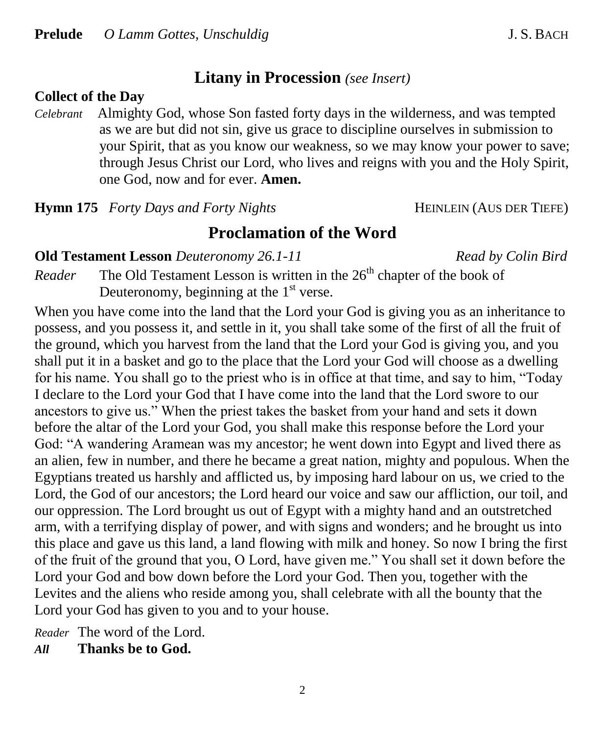**Prelude** *O Lamm Gottes, Unschuldig* J. S. BACH

## Litany in Procession *(see Insert)*

**Collect of the Day**

*Celebrant* Almighty God, whose Son fasted forty days in the wilderness, and was tempted as we are but did not sin, give us grace to discipline ourselves in submission to your Spirit, that as you know our weakness, so we may know your power to save; through Jesus Christ our Lord, who lives and reigns with you and the Holy Spirit, one God, now and for ever. **Amen.**

**Hymn 175** *Forty Days and Forty Nights* HEINLEIN (AUS DER TIEFE)

## Proclamation of the Word

**Old Testament Lesson** *Deuteronomy 26.1-11* *Read by Colin Bird*

*Reader* The Old Testament Lesson is written in the 26th chapter of the book of Deuteronomy, beginning at the 1st verse.

When you have come into the land that the Lord your God is giving you as an inheritance to possess, and you possess it, and settle in it, you shall take some of the first of all the fruit of the ground, which you harvest from the land that the Lord your God is giving you, and you shall put it in a basket and go to the place that the Lord your God will choose as a dwelling for his name. You shall go to the priest who is in office at that time, and say to him, "Today I declare to the Lord your God that I have come into the land that the Lord swore to our ancestors to give us." When the priest takes the basket from your hand and sets it down before the altar of the Lord your God, you shall make this response before the Lord your God: "A wandering Aramean was my ancestor; he went down into Egypt and lived there as an alien, few in number, and there he became a great nation, mighty and populous. When the Egyptians treated us harshly and afflicted us, by imposing hard labour on us, we cried to the Lord, the God of our ancestors; the Lord heard our voice and saw our affliction, our toil, and our oppression. The Lord brought us out of Egypt with a mighty hand and an outstretched arm, with a terrifying display of power, and with signs and wonders; and he brought us into this place and gave us this land, a land flowing with milk and honey. So now I bring the first of the fruit of the ground that you, O Lord, have given me." You shall set it down before the Lord your God and bow down before the Lord your God. Then you, together with the Levites and the aliens who reside among you, shall celebrate with all the bounty that the Lord your God has given to you and to your house.

*Reader* The word of the Lord.

***All*** **Thanks be to God.**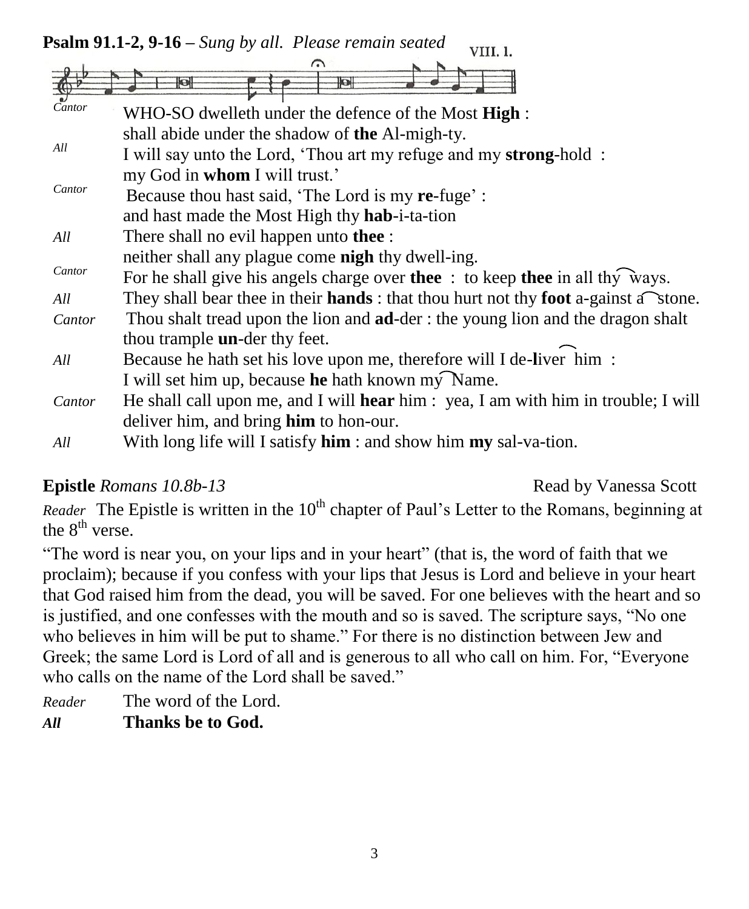**Psalm 91.1-2, 9-16 –** *Sung by all. Please remain seated* VIII. 1.

*Cantor* WHO-SO dwelleth under the defence of the Most **High** :
shall abide under the shadow of **the** Al-migh-ty.

*All* I will say unto the Lord, 'Thou art my refuge and my **strong**-hold :
my God in **whom** I will trust.'

*Cantor* Because thou hast said, 'The Lord is my **re**-fuge' :
and hast made the Most High thy **hab**-i-ta-tion

*All* There shall no evil happen unto **thee** :
neither shall any plague come **nigh** thy dwell-ing.

*Cantor* For he shall give his angels charge over **thee** : to keep **thee** in all thy ways.

*All* They shall bear thee in their **hands** : that thou hurt not thy **foot** a-gainst a stone.

*Cantor* Thou shalt tread upon the lion and **ad**-der : the young lion and the dragon shalt thou trample **un**-der thy feet.

*All* Because he hath set his love upon me, therefore will I de-**l**iver him :
I will set him up, because **he** hath known my Name.

*Cantor* He shall call upon me, and I will **hear** him : yea, I am with him in trouble; I will deliver him, and bring **him** to hon-our.

*All* With long life will I satisfy **him** : and show him **my** sal-va-tion.

**Epistle** *Romans 10.8b-13* Read by Vanessa Scott

*Reader* The Epistle is written in the 10th chapter of Paul's Letter to the Romans, beginning at the 8th verse.

"The word is near you, on your lips and in your heart" (that is, the word of faith that we proclaim); because if you confess with your lips that Jesus is Lord and believe in your heart that God raised him from the dead, you will be saved. For one believes with the heart and so is justified, and one confesses with the mouth and so is saved. The scripture says, "No one who believes in him will be put to shame." For there is no distinction between Jew and Greek; the same Lord is Lord of all and is generous to all who call on him. For, "Everyone who calls on the name of the Lord shall be saved."

*Reader* The word of the Lord.

***All*** **Thanks be to God.**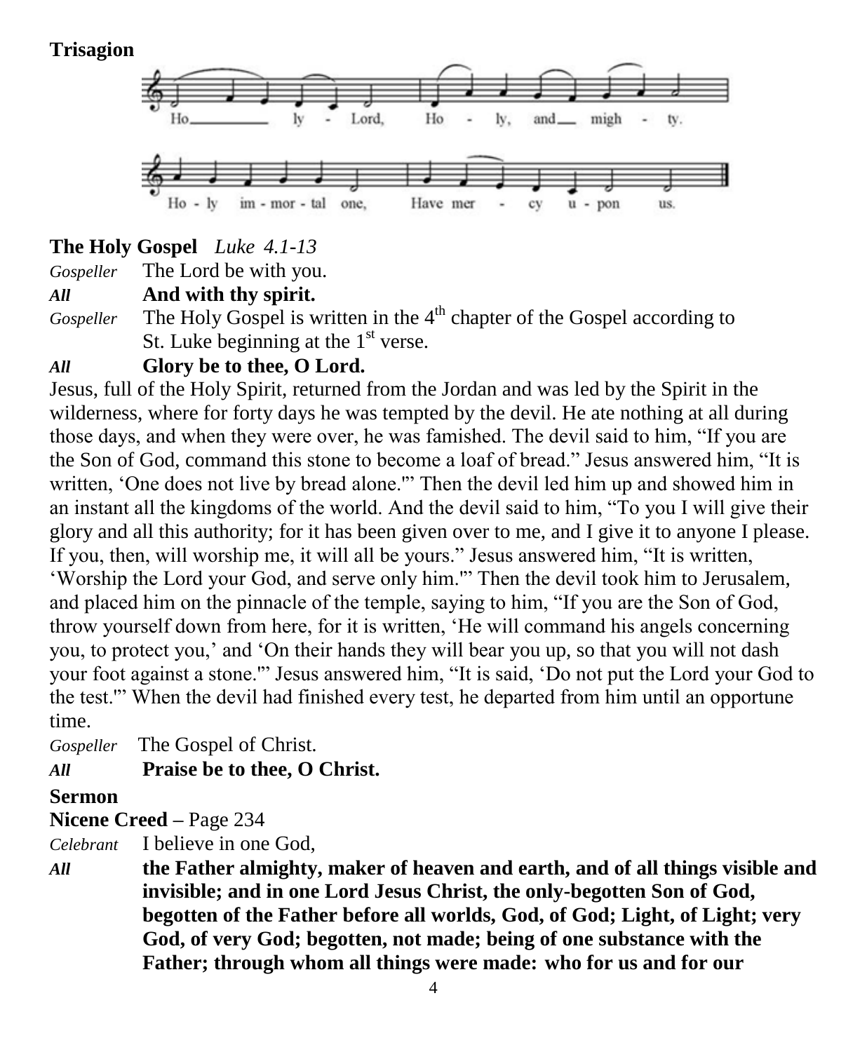**Trisagion**

Holy Lord, Holy, and mighty.
Holy immortal one, Have mercy upon us.

**The Holy Gospel** *Luke 4.1-13*

*Gospeller* The Lord be with you.

***All*** **And with thy spirit.**

*Gospeller* The Holy Gospel is written in the 4th chapter of the Gospel according to St. Luke beginning at the 1st verse.

***All*** **Glory be to thee, O Lord.**

Jesus, full of the Holy Spirit, returned from the Jordan and was led by the Spirit in the wilderness, where for forty days he was tempted by the devil. He ate nothing at all during those days, and when they were over, he was famished. The devil said to him, "If you are the Son of God, command this stone to become a loaf of bread." Jesus answered him, "It is written, 'One does not live by bread alone.'" Then the devil led him up and showed him in an instant all the kingdoms of the world. And the devil said to him, "To you I will give their glory and all this authority; for it has been given over to me, and I give it to anyone I please. If you, then, will worship me, it will all be yours." Jesus answered him, "It is written, 'Worship the Lord your God, and serve only him.'" Then the devil took him to Jerusalem, and placed him on the pinnacle of the temple, saying to him, "If you are the Son of God, throw yourself down from here, for it is written, 'He will command his angels concerning you, to protect you,' and 'On their hands they will bear you up, so that you will not dash your foot against a stone.'" Jesus answered him, "It is said, 'Do not put the Lord your God to the test.'" When the devil had finished every test, he departed from him until an opportune time.

*Gospeller* The Gospel of Christ.

***All*** **Praise be to thee, O Christ.**

**Sermon**

**Nicene Creed** – Page 234

*Celebrant* I believe in one God,

***All*** **the Father almighty, maker of heaven and earth, and of all things visible and invisible; and in one Lord Jesus Christ, the only-begotten Son of God, begotten of the Father before all worlds, God, of God; Light, of Light; very God, of very God; begotten, not made; being of one substance with the Father; through whom all things were made: who for us and for our**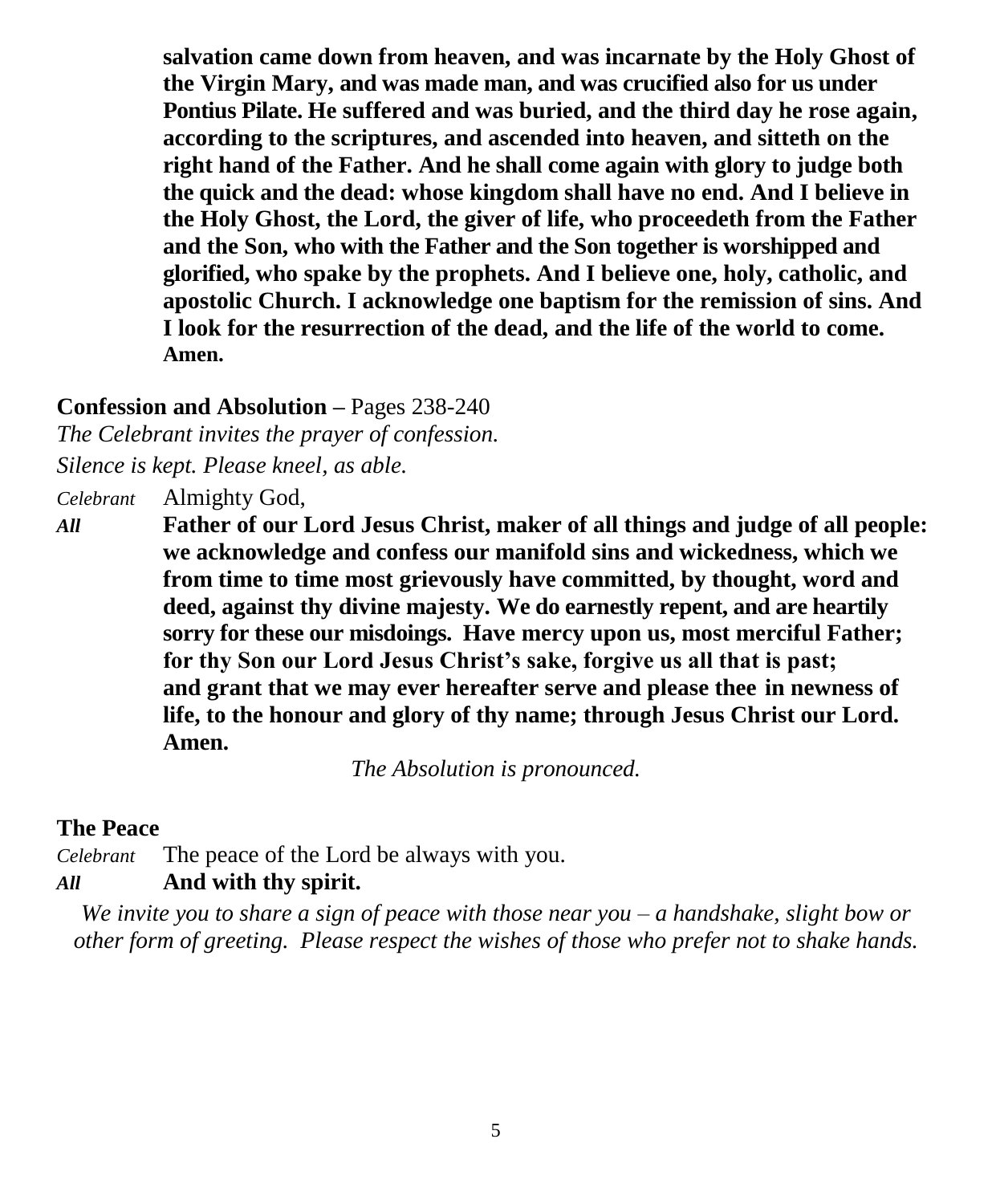**salvation came down from heaven, and was incarnate by the Holy Ghost of the Virgin Mary, and was made man, and was crucified also for us under Pontius Pilate. He suffered and was buried, and the third day he rose again, according to the scriptures, and ascended into heaven, and sitteth on the right hand of the Father. And he shall come again with glory to judge both the quick and the dead: whose kingdom shall have no end. And I believe in the Holy Ghost, the Lord, the giver of life, who proceedeth from the Father and the Son, who with the Father and the Son together is worshipped and glorified, who spake by the prophets. And I believe one, holy, catholic, and apostolic Church. I acknowledge one baptism for the remission of sins. And I look for the resurrection of the dead, and the life of the world to come. Amen.**

**Confession and Absolution –** Pages 238-240

*The Celebrant invites the prayer of confession.*

*Silence is kept. Please kneel, as able.*

*Celebrant* Almighty God,

***All*** **Father of our Lord Jesus Christ, maker of all things and judge of all people: we acknowledge and confess our manifold sins and wickedness, which we from time to time most grievously have committed, by thought, word and deed, against thy divine majesty. We do earnestly repent, and are heartily sorry for these our misdoings. Have mercy upon us, most merciful Father; for thy Son our Lord Jesus Christ's sake, forgive us all that is past; and grant that we may ever hereafter serve and please thee in newness of life, to the honour and glory of thy name; through Jesus Christ our Lord. Amen.**

*The Absolution is pronounced.*

**The Peace**

*Celebrant* The peace of the Lord be always with you.

***All*** **And with thy spirit.**

*We invite you to share a sign of peace with those near you – a handshake, slight bow or other form of greeting. Please respect the wishes of those who prefer not to shake hands.*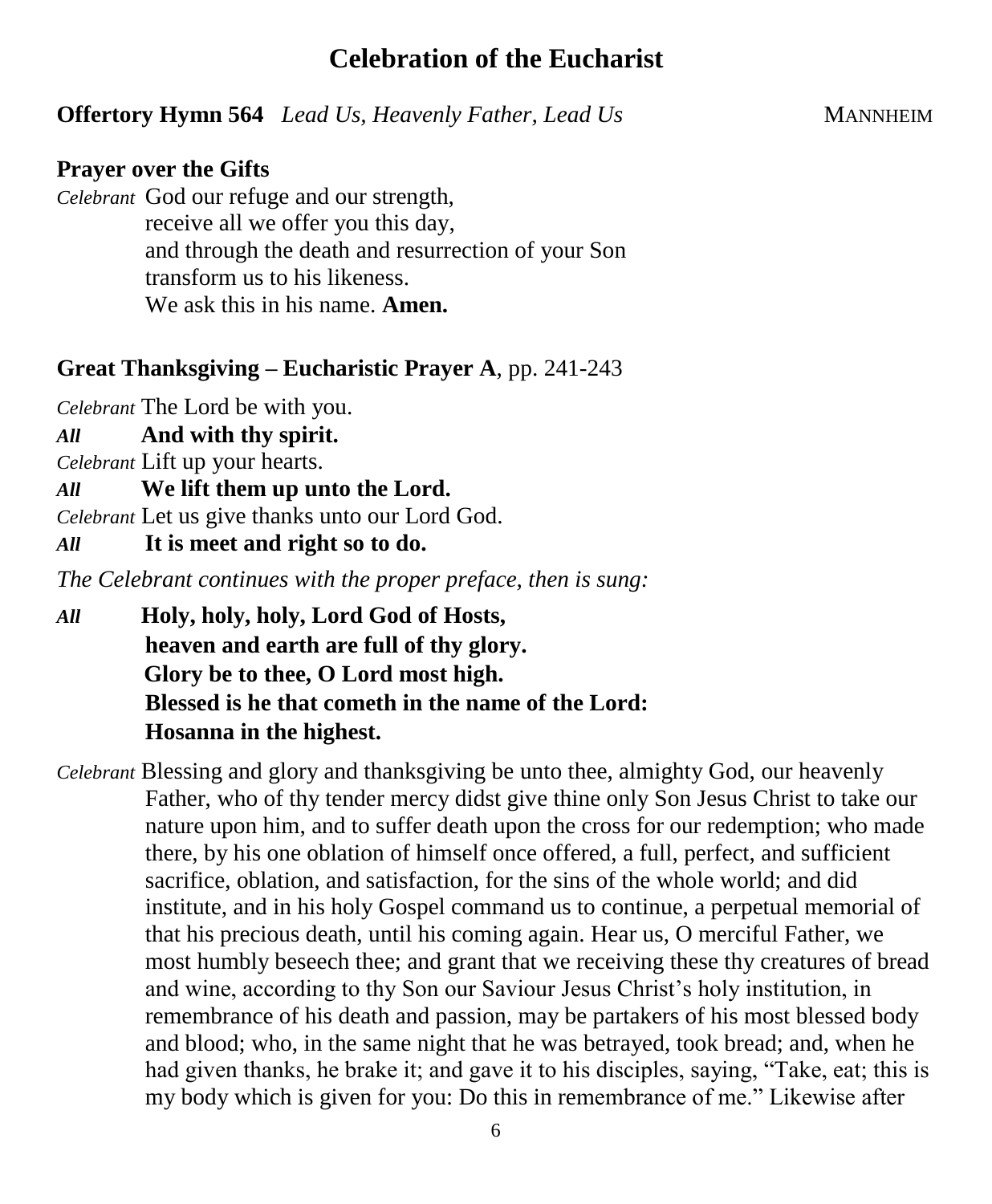# Celebration of the Eucharist

**Offertory Hymn 564** *Lead Us, Heavenly Father, Lead Us* MANNHEIM

**Prayer over the Gifts**

*Celebrant* God our refuge and our strength,
receive all we offer you this day,
and through the death and resurrection of your Son
transform us to his likeness.
We ask this in his name. **Amen.**

**Great Thanksgiving – Eucharistic Prayer A**, pp. 241-243

*Celebrant* The Lord be with you.
***All*** **And with thy spirit.**
*Celebrant* Lift up your hearts.
***All*** **We lift them up unto the Lord.**
*Celebrant* Let us give thanks unto our Lord God.
***All*** **It is meet and right so to do.**

*The Celebrant continues with the proper preface, then is sung:*

***All*** **Holy, holy, holy, Lord God of Hosts,
heaven and earth are full of thy glory.
Glory be to thee, O Lord most high.
Blessed is he that cometh in the name of the Lord:
Hosanna in the highest.**

*Celebrant* Blessing and glory and thanksgiving be unto thee, almighty God, our heavenly Father, who of thy tender mercy didst give thine only Son Jesus Christ to take our nature upon him, and to suffer death upon the cross for our redemption; who made there, by his one oblation of himself once offered, a full, perfect, and sufficient sacrifice, oblation, and satisfaction, for the sins of the whole world; and did institute, and in his holy Gospel command us to continue, a perpetual memorial of that his precious death, until his coming again. Hear us, O merciful Father, we most humbly beseech thee; and grant that we receiving these thy creatures of bread and wine, according to thy Son our Saviour Jesus Christ's holy institution, in remembrance of his death and passion, may be partakers of his most blessed body and blood; who, in the same night that he was betrayed, took bread; and, when he had given thanks, he brake it; and gave it to his disciples, saying, "Take, eat; this is my body which is given for you: Do this in remembrance of me." Likewise after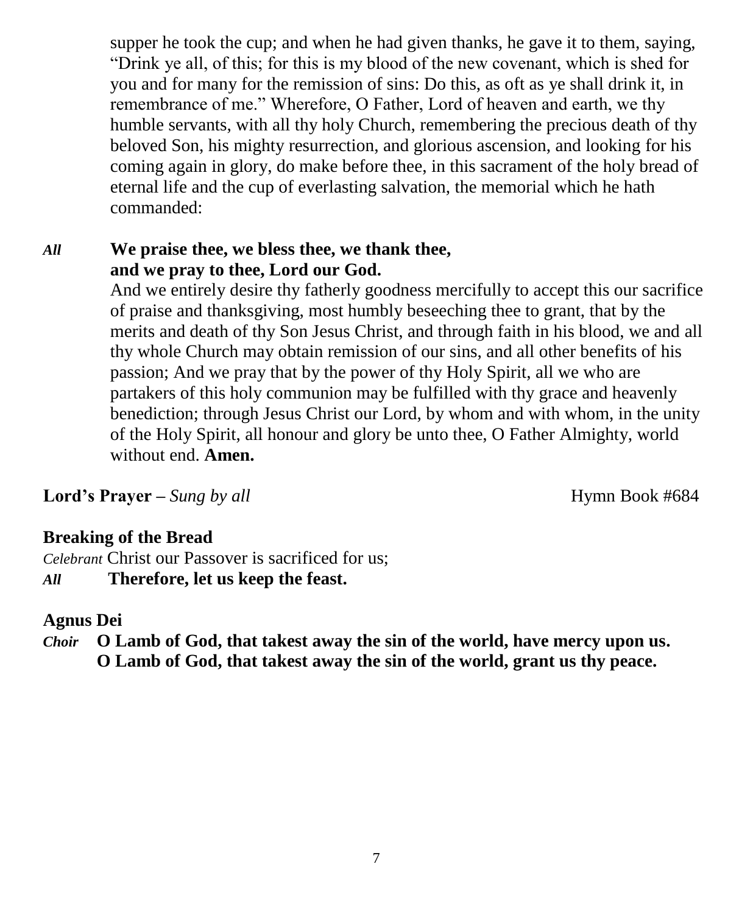supper he took the cup; and when he had given thanks, he gave it to them, saying, "Drink ye all, of this; for this is my blood of the new covenant, which is shed for you and for many for the remission of sins: Do this, as oft as ye shall drink it, in remembrance of me." Wherefore, O Father, Lord of heaven and earth, we thy humble servants, with all thy holy Church, remembering the precious death of thy beloved Son, his mighty resurrection, and glorious ascension, and looking for his coming again in glory, do make before thee, in this sacrament of the holy bread of eternal life and the cup of everlasting salvation, the memorial which he hath commanded:

*All* **We praise thee, we bless thee, we thank thee, and we pray to thee, Lord our God.**

And we entirely desire thy fatherly goodness mercifully to accept this our sacrifice of praise and thanksgiving, most humbly beseeching thee to grant, that by the merits and death of thy Son Jesus Christ, and through faith in his blood, we and all thy whole Church may obtain remission of our sins, and all other benefits of his passion; And we pray that by the power of thy Holy Spirit, all we who are partakers of this holy communion may be fulfilled with thy grace and heavenly benediction; through Jesus Christ our Lord, by whom and with whom, in the unity of the Holy Spirit, all honour and glory be unto thee, O Father Almighty, world without end. **Amen.**

**Lord's Prayer –** *Sung by all* Hymn Book #684

**Breaking of the Bread**

*Celebrant* Christ our Passover is sacrificed for us;

*All* **Therefore, let us keep the feast.**

**Agnus Dei**

*Choir* **O Lamb of God, that takest away the sin of the world, have mercy upon us.**
**O Lamb of God, that takest away the sin of the world, grant us thy peace.**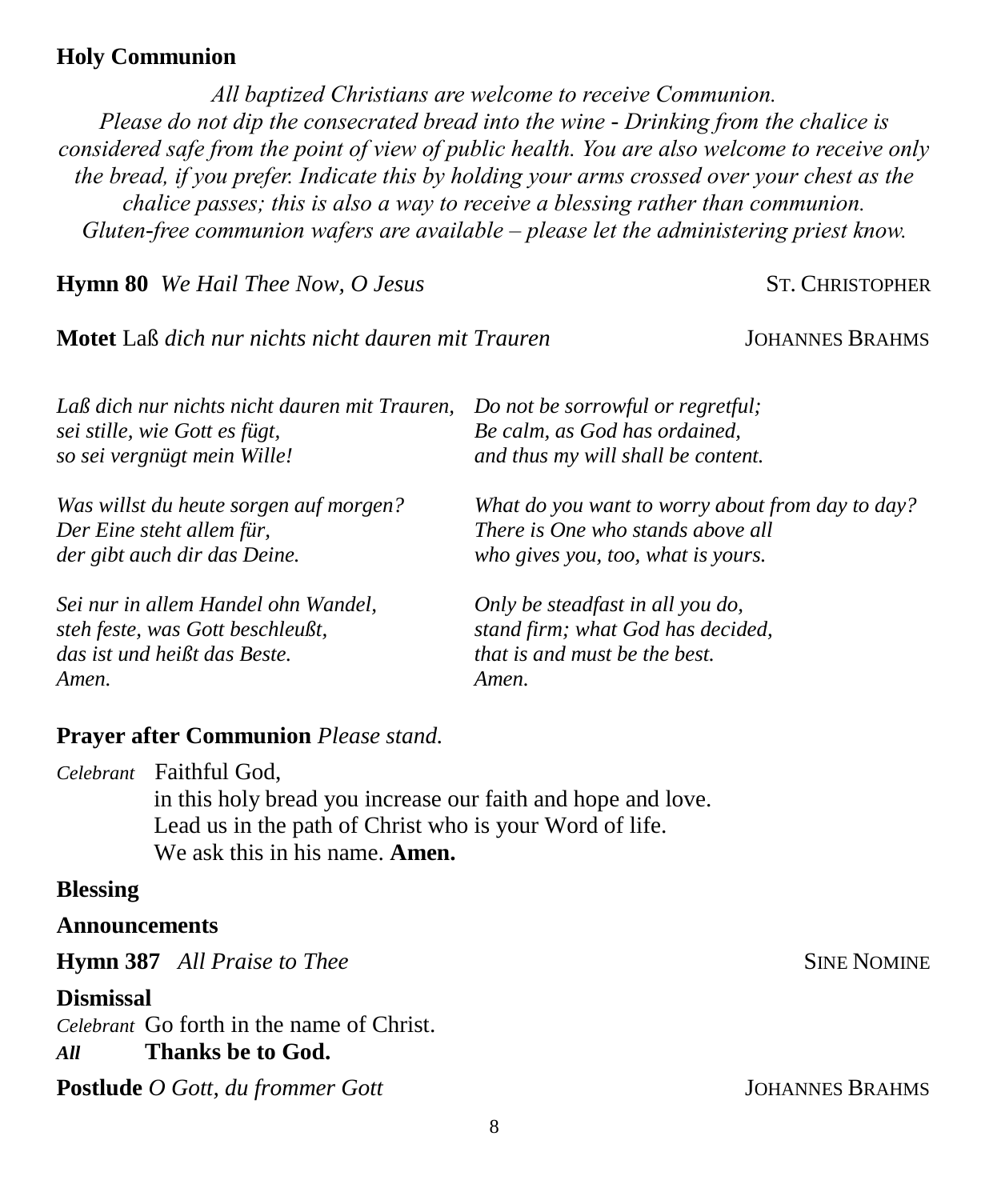**Holy Communion**

*All baptized Christians are welcome to receive Communion.*
*Please do not dip the consecrated bread into the wine - Drinking from the chalice is considered safe from the point of view of public health. You are also welcome to receive only the bread, if you prefer. Indicate this by holding your arms crossed over your chest as the chalice passes; this is also a way to receive a blessing rather than communion.*
*Gluten-free communion wafers are available – please let the administering priest know.*

**Hymn 80** *We Hail Thee Now, O Jesus* — ST. CHRISTOPHER

**Motet** Laß *dich nur nichts nicht dauren mit Trauren* — JOHANNES BRAHMS

| | |
|---|---|
| *Laß dich nur nichts nicht dauren mit Trauren,*<br>*sei stille, wie Gott es fügt,*<br>*so sei vergnügt mein Wille!* | *Do not be sorrowful or regretful;*<br>*Be calm, as God has ordained,*<br>*and thus my will shall be content.* |
| *Was willst du heute sorgen auf morgen?*<br>*Der Eine steht allem für,*<br>*der gibt auch dir das Deine.* | *What do you want to worry about from day to day?*<br>*There is One who stands above all*<br>*who gives you, too, what is yours.* |
| *Sei nur in allem Handel ohn Wandel,*<br>*steh feste, was Gott beschleußt,*<br>*das ist und heißt das Beste.*<br>*Amen.* | *Only be steadfast in all you do,*<br>*stand firm; what God has decided,*<br>*that is and must be the best.*<br>*Amen.* |

**Prayer after Communion** *Please stand.*

*Celebrant* Faithful God,
in this holy bread you increase our faith and hope and love.
Lead us in the path of Christ who is your Word of life.
We ask this in his name. **Amen.**

**Blessing**

**Announcements**

**Hymn 387** *All Praise to Thee* — SINE NOMINE

**Dismissal**

*Celebrant* Go forth in the name of Christ.
***All*** **Thanks be to God.**

**Postlude** *O Gott, du frommer Gott* — JOHANNES BRAHMS